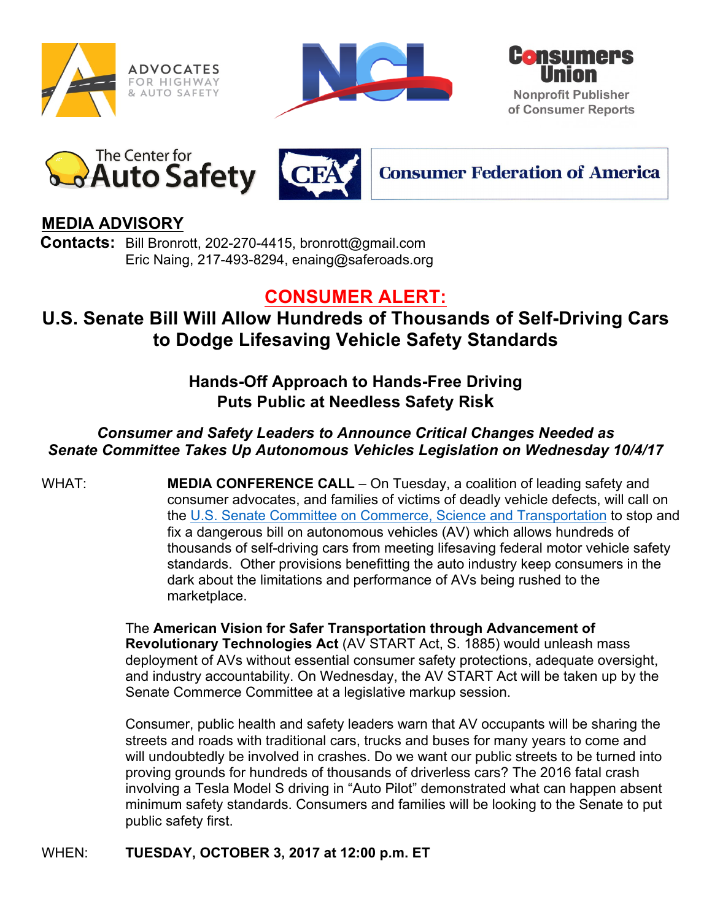ADVOCATES FOR HIGHWAY & AUTO SAFETY

NCL

Consumers Union
Nonprofit Publisher of Consumer Reports

The Center for Auto Safety

CFA Consumer Federation of America

**MEDIA ADVISORY**

**Contacts:** Bill Bronrott, 202-270-4415, bronrott@gmail.com
Eric Naing, 217-493-8294, enaing@saferoads.org

## CONSUMER ALERT:

## U.S. Senate Bill Will Allow Hundreds of Thousands of Self-Driving Cars to Dodge Lifesaving Vehicle Safety Standards

### Hands-Off Approach to Hands-Free Driving Puts Public at Needless Safety Risk

***Consumer and Safety Leaders to Announce Critical Changes Needed as Senate Committee Takes Up Autonomous Vehicles Legislation on Wednesday 10/4/17***

WHAT: **MEDIA CONFERENCE CALL** – On Tuesday, a coalition of leading safety and consumer advocates, and families of victims of deadly vehicle defects, will call on the U.S. Senate Committee on Commerce, Science and Transportation to stop and fix a dangerous bill on autonomous vehicles (AV) which allows hundreds of thousands of self-driving cars from meeting lifesaving federal motor vehicle safety standards. Other provisions benefitting the auto industry keep consumers in the dark about the limitations and performance of AVs being rushed to the marketplace.

The **American Vision for Safer Transportation through Advancement of Revolutionary Technologies Act** (AV START Act, S. 1885) would unleash mass deployment of AVs without essential consumer safety protections, adequate oversight, and industry accountability. On Wednesday, the AV START Act will be taken up by the Senate Commerce Committee at a legislative markup session.

Consumer, public health and safety leaders warn that AV occupants will be sharing the streets and roads with traditional cars, trucks and buses for many years to come and will undoubtedly be involved in crashes. Do we want our public streets to be turned into proving grounds for hundreds of thousands of driverless cars? The 2016 fatal crash involving a Tesla Model S driving in "Auto Pilot" demonstrated what can happen absent minimum safety standards. Consumers and families will be looking to the Senate to put public safety first.

WHEN: **TUESDAY, OCTOBER 3, 2017 at 12:00 p.m. ET**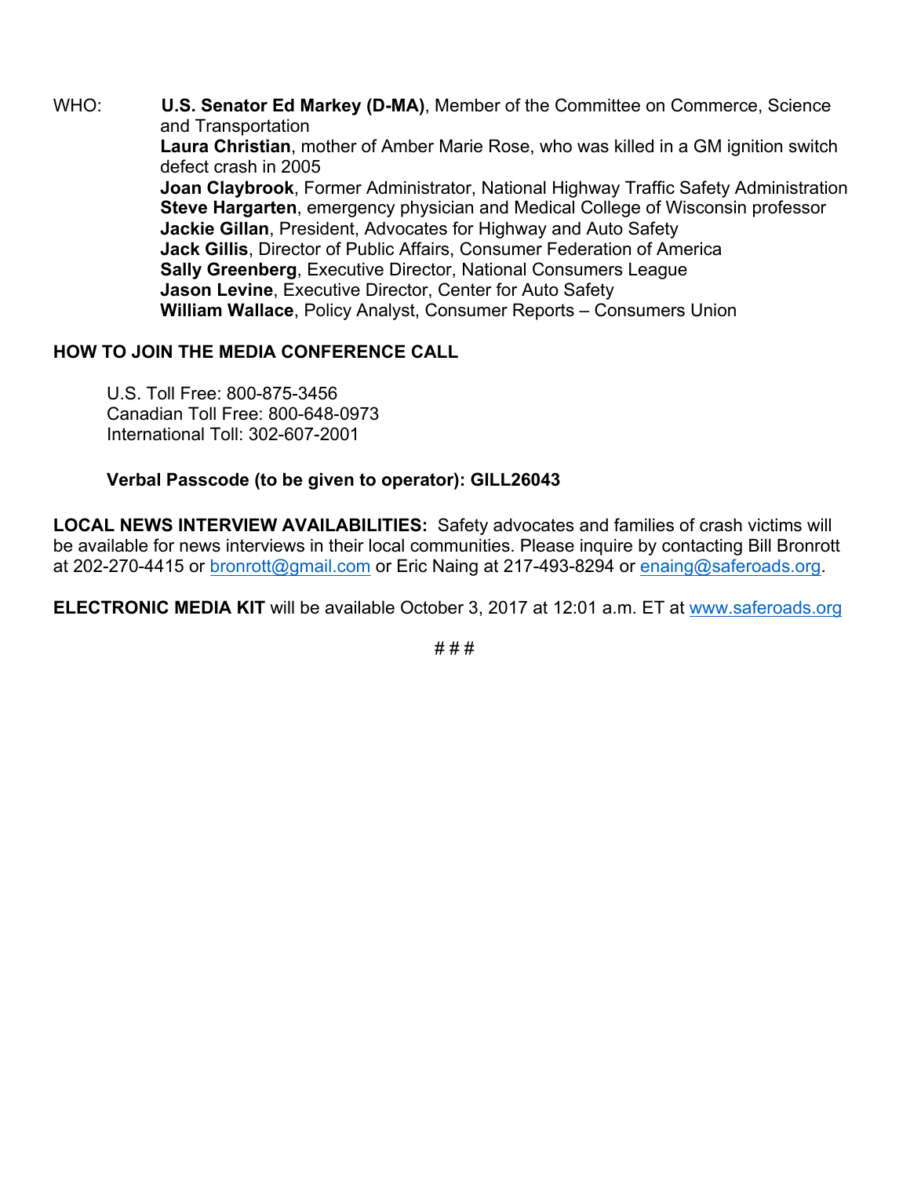WHO: **U.S. Senator Ed Markey (D-MA)**, Member of the Committee on Commerce, Science and Transportation
**Laura Christian**, mother of Amber Marie Rose, who was killed in a GM ignition switch defect crash in 2005
**Joan Claybrook**, Former Administrator, National Highway Traffic Safety Administration
**Steve Hargarten**, emergency physician and Medical College of Wisconsin professor
**Jackie Gillan**, President, Advocates for Highway and Auto Safety
**Jack Gillis**, Director of Public Affairs, Consumer Federation of America
**Sally Greenberg**, Executive Director, National Consumers League
**Jason Levine**, Executive Director, Center for Auto Safety
**William Wallace**, Policy Analyst, Consumer Reports – Consumers Union

**HOW TO JOIN THE MEDIA CONFERENCE CALL**

U.S. Toll Free: 800-875-3456
Canadian Toll Free: 800-648-0973
International Toll: 302-607-2001

**Verbal Passcode (to be given to operator): GILL26043**

**LOCAL NEWS INTERVIEW AVAILABILITIES:** Safety advocates and families of crash victims will be available for news interviews in their local communities. Please inquire by contacting Bill Bronrott at 202-270-4415 or bronrott@gmail.com or Eric Naing at 217-493-8294 or enaing@saferoads.org.

**ELECTRONIC MEDIA KIT** will be available October 3, 2017 at 12:01 a.m. ET at www.saferoads.org

# # #